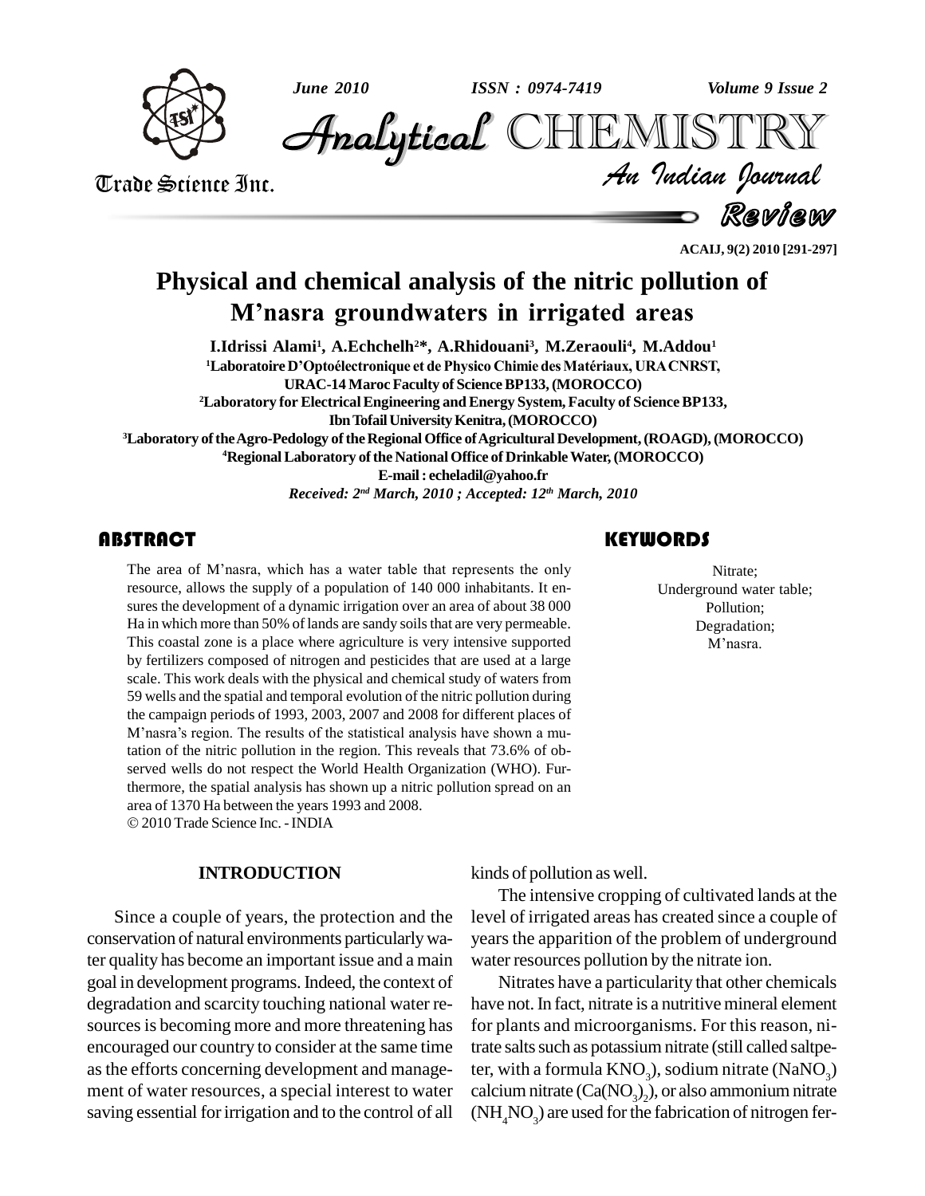# Physical and chemical analysis of the nitric pollution of M'nasra groundwaters in irrigated areas

**I.Idrissi Alami[1], A.Echchelh[2]\*, A.Rhidouani[3], M.Zeraouli[4], M.Addou[1]**

[1]Laboratoire D'Optoélectronique et de Physico Chimie des Matériaux, URA CNRST, URAC-14 Maroc Faculty of Science BP133, (MOROCCO)

[2]Laboratory for Electrical Engineering and Energy System, Faculty of Science BP133, Ibn Tofail University Kenitra, (MOROCCO)

[3]Laboratory of the Agro-Pedology of the Regional Office of Agricultural Development, (ROAGD), (MOROCCO)

[4]Regional Laboratory of the National Office of Drinkable Water, (MOROCCO)

E-mail : echeladil@yahoo.fr

*Received: 2nd March, 2010 ; Accepted: 12th March, 2010*

## ABSTRACT

The area of M'nasra, which has a water table that represents the only resource, allows the supply of a population of 140 000 inhabitants. It ensures the development of a dynamic irrigation over an area of about 38 000 Ha in which more than 50% of lands are sandy soils that are very permeable. This coastal zone is a place where agriculture is very intensive supported by fertilizers composed of nitrogen and pesticides that are used at a large scale. This work deals with the physical and chemical study of waters from 59 wells and the spatial and temporal evolution of the nitric pollution during the campaign periods of 1993, 2003, 2007 and 2008 for different places of M'nasra's region. The results of the statistical analysis have shown a mutation of the nitric pollution in the region. This reveals that 73.6% of observed wells do not respect the World Health Organization (WHO). Furthermore, the spatial analysis has shown up a nitric pollution spread on an area of 1370 Ha between the years 1993 and 2008.

© 2010 Trade Science Inc. - INDIA

## KEYWORDS

Nitrate;
Underground water table;
Pollution;
Degradation;
M'nasra.

## INTRODUCTION

Since a couple of years, the protection and the conservation of natural environments particularly water quality has become an important issue and a main goal in development programs. Indeed, the context of degradation and scarcity touching national water resources is becoming more and more threatening has encouraged our country to consider at the same time as the efforts concerning development and management of water resources, a special interest to water saving essential for irrigation and to the control of all kinds of pollution as well.

The intensive cropping of cultivated lands at the level of irrigated areas has created since a couple of years the apparition of the problem of underground water resources pollution by the nitrate ion.

Nitrates have a particularity that other chemicals have not. In fact, nitrate is a nutritive mineral element for plants and microorganisms. For this reason, nitrate salts such as potassium nitrate (still called saltpeter, with a formula $KNO_3$), sodium nitrate ($NaNO_3$) calcium nitrate ($Ca(NO_3)_2$), or also ammonium nitrate ($NH_4NO_3$) are used for the fabrication of nitrogen fer-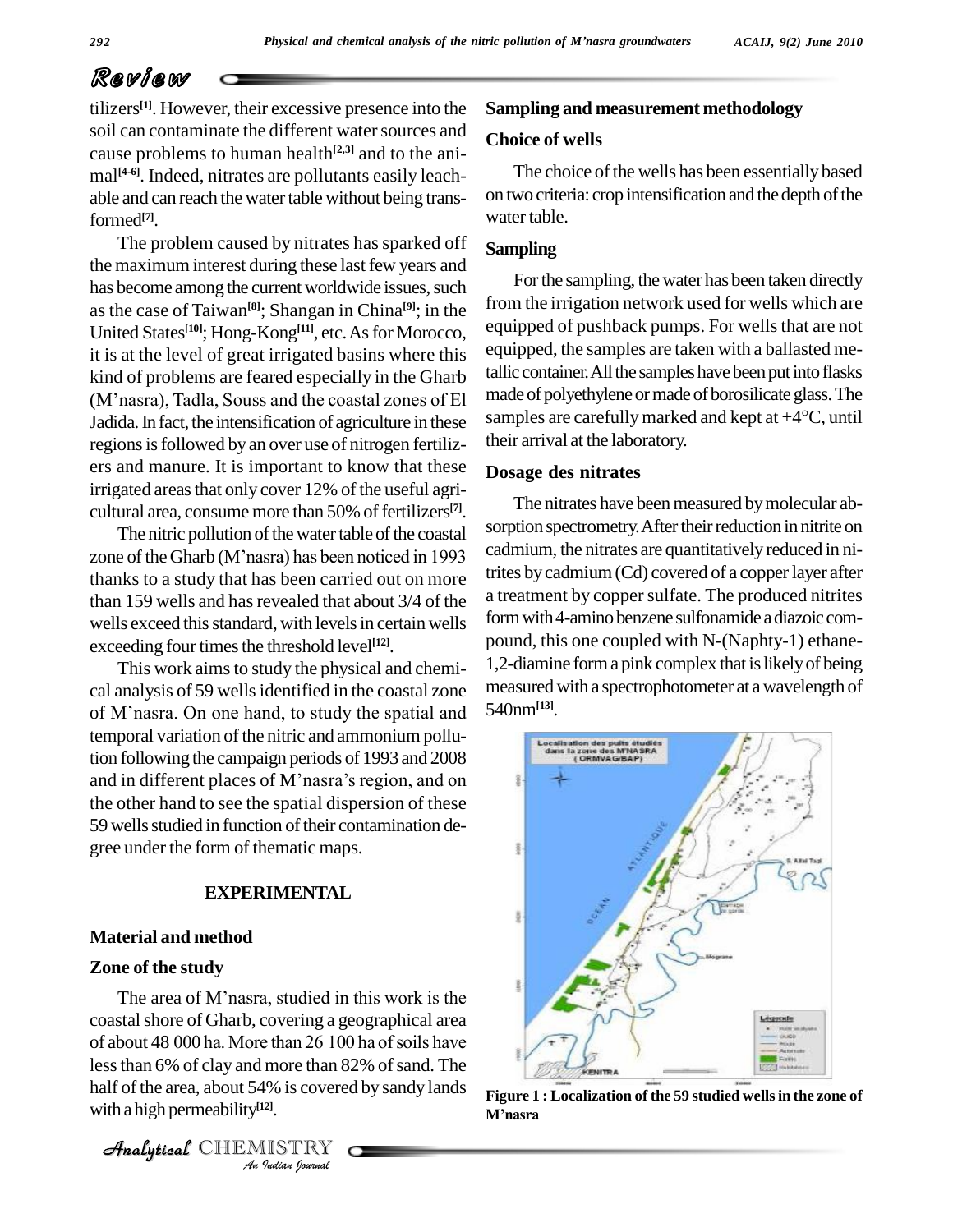tilizers[1]. However, their excessive presence into the soil can contaminate the different water sources and cause problems to human health[2,3] and to the animal[4-6]. Indeed, nitrates are pollutants easily leachable and can reach the water table without being transformed[7].

The problem caused by nitrates has sparked off the maximum interest during these last few years and has become among the current worldwide issues, such as the case of Taiwan[8]; Shangan in China[9]; in the United States[10]; Hong-Kong[11], etc. As for Morocco, it is at the level of great irrigated basins where this kind of problems are feared especially in the Gharb (M'nasra), Tadla, Souss and the coastal zones of El Jadida. In fact, the intensification of agriculture in these regions is followed by an over use of nitrogen fertilizers and manure. It is important to know that these irrigated areas that only cover 12% of the useful agricultural area, consume more than 50% of fertilizers[7].

The nitric pollution of the water table of the coastal zone of the Gharb (M'nasra) has been noticed in 1993 thanks to a study that has been carried out on more than 159 wells and has revealed that about 3/4 of the wells exceed this standard, with levels in certain wells exceeding four times the threshold level[12].

This work aims to study the physical and chemical analysis of 59 wells identified in the coastal zone of M'nasra. On one hand, to study the spatial and temporal variation of the nitric and ammonium pollution following the campaign periods of 1993 and 2008 and in different places of M'nasra's region, and on the other hand to see the spatial dispersion of these 59 wells studied in function of their contamination degree under the form of thematic maps.

## EXPERIMENTAL

### Material and method

#### Zone of the study

The area of M'nasra, studied in this work is the coastal shore of Gharb, covering a geographical area of about 48 000 ha. More than 26 100 ha of soils have less than 6% of clay and more than 82% of sand. The half of the area, about 54% is covered by sandy lands with a high permeability[12].

### Sampling and measurement methodology

#### Choice of wells

The choice of the wells has been essentially based on two criteria: crop intensification and the depth of the water table.

#### Sampling

For the sampling, the water has been taken directly from the irrigation network used for wells which are equipped of pushback pumps. For wells that are not equipped, the samples are taken with a ballasted metallic container. All the samples have been put into flasks made of polyethylene or made of borosilicate glass. The samples are carefully marked and kept at +4°C, until their arrival at the laboratory.

#### Dosage des nitrates

The nitrates have been measured by molecular absorption spectrometry. After their reduction in nitrite on cadmium, the nitrates are quantitatively reduced in nitrites by cadmium (Cd) covered of a copper layer after a treatment by copper sulfate. The produced nitrites form with 4-amino benzene sulfonamide a diazoic compound, this one coupled with N-(Naphty-1) ethane-1,2-diamine form a pink complex that is likely of being measured with a spectrophotometer at a wavelength of 540nm[13].

**Figure 1 : Localization of the 59 studied wells in the zone of M'nasra**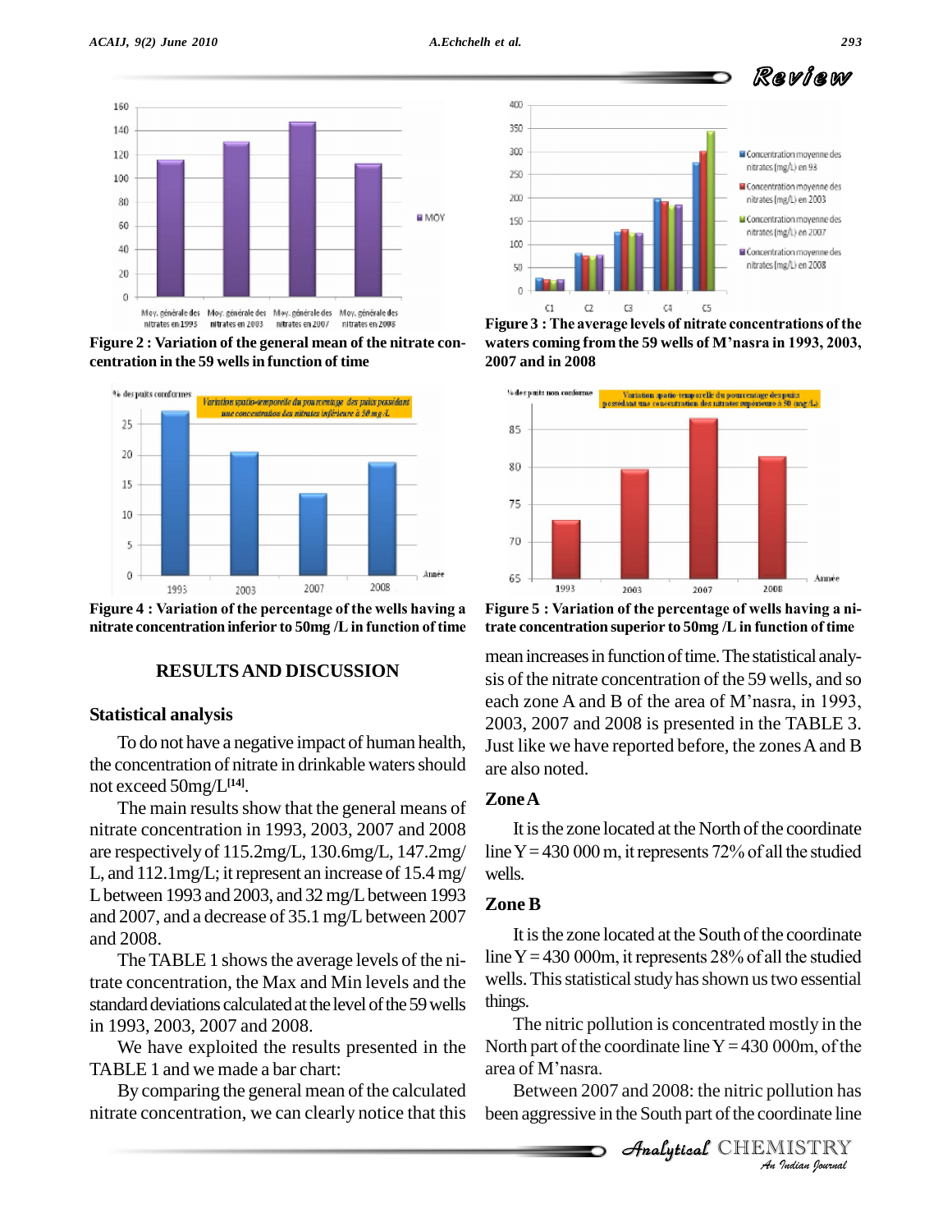Figure 2 : Variation of the general mean of the nitrate concentration in the 59 wells in function of time

Figure 3 : The average levels of nitrate concentrations of the waters coming from the 59 wells of M'nasra in 1993, 2003, 2007 and in 2008

Figure 4 : Variation of the percentage of the wells having a nitrate concentration inferior to 50mg /L in function of time

Figure 5 : Variation of the percentage of wells having a nitrate concentration superior to 50mg /L in function of time

## RESULTS AND DISCUSSION

### Statistical analysis

To do not have a negative impact of human health, the concentration of nitrate in drinkable waters should not exceed 50mg/L[14].

The main results show that the general means of nitrate concentration in 1993, 2003, 2007 and 2008 are respectively of 115.2mg/L, 130.6mg/L, 147.2mg/L, and 112.1mg/L; it represent an increase of 15.4 mg/L between 1993 and 2003, and 32 mg/L between 1993 and 2007, and a decrease of 35.1 mg/L between 2007 and 2008.

The TABLE 1 shows the average levels of the nitrate concentration, the Max and Min levels and the standard deviations calculated at the level of the 59 wells in 1993, 2003, 2007 and 2008.

We have exploited the results presented in the TABLE 1 and we made a bar chart:

By comparing the general mean of the calculated nitrate concentration, we can clearly notice that this mean increases in function of time. The statistical analysis of the nitrate concentration of the 59 wells, and so each zone A and B of the area of M'nasra, in 1993, 2003, 2007 and 2008 is presented in the TABLE 3. Just like we have reported before, the zones A and B are also noted.

### Zone A

It is the zone located at the North of the coordinate line Y = 430 000 m, it represents 72% of all the studied wells.

### Zone B

It is the zone located at the South of the coordinate line Y = 430 000m, it represents 28% of all the studied wells. This statistical study has shown us two essential things.

The nitric pollution is concentrated mostly in the North part of the coordinate line Y = 430 000m, of the area of M'nasra.

Between 2007 and 2008: the nitric pollution has been aggressive in the South part of the coordinate line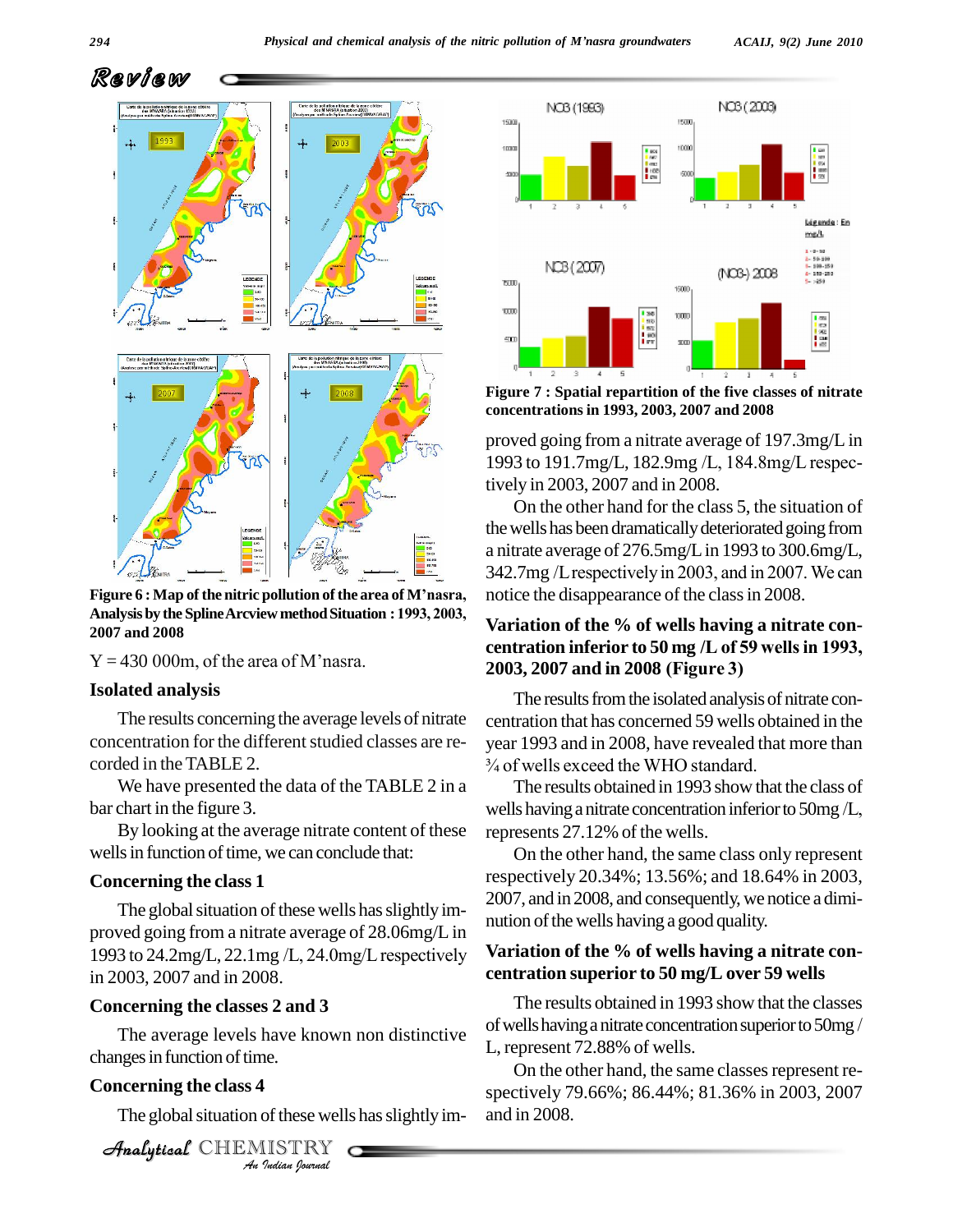Figure 6 : Map of the nitric pollution of the area of M'nasra, Analysis by the Spline Arcview method Situation : 1993, 2003, 2007 and 2008

Y = 430 000m, of the area of M'nasra.

### Isolated analysis

The results concerning the average levels of nitrate concentration for the different studied classes are recorded in the TABLE 2.

We have presented the data of the TABLE 2 in a bar chart in the figure 3.

By looking at the average nitrate content of these wells in function of time, we can conclude that:

### Concerning the class 1

The global situation of these wells has slightly improved going from a nitrate average of 28.06mg/L in 1993 to 24.2mg/L, 22.1mg /L, 24.0mg/L respectively in 2003, 2007 and in 2008.

### Concerning the classes 2 and 3

The average levels have known non distinctive changes in function of time.

### Concerning the class 4

The global situation of these wells has slightly improved going from a nitrate average of 197.3mg/L in 1993 to 191.7mg/L, 182.9mg /L, 184.8mg/L respectively in 2003, 2007 and in 2008.

Figure 7 : Spatial repartition of the five classes of nitrate concentrations in 1993, 2003, 2007 and 2008

On the other hand for the class 5, the situation of the wells has been dramatically deteriorated going from a nitrate average of 276.5mg/L in 1993 to 300.6mg/L, 342.7mg /L respectively in 2003, and in 2007. We can notice the disappearance of the class in 2008.

### Variation of the % of wells having a nitrate concentration inferior to 50 mg /L of 59 wells in 1993, 2003, 2007 and in 2008 (Figure 3)

The results from the isolated analysis of nitrate concentration that has concerned 59 wells obtained in the year 1993 and in 2008, have revealed that more than ¾ of wells exceed the WHO standard.

The results obtained in 1993 show that the class of wells having a nitrate concentration inferior to 50mg /L, represents 27.12% of the wells.

On the other hand, the same class only represent respectively 20.34%; 13.56%; and 18.64% in 2003, 2007, and in 2008, and consequently, we notice a diminution of the wells having a good quality.

### Variation of the % of wells having a nitrate concentration superior to 50 mg/L over 59 wells

The results obtained in 1993 show that the classes of wells having a nitrate concentration superior to 50mg / L, represent 72.88% of wells.

On the other hand, the same classes represent respectively 79.66%; 86.44%; 81.36% in 2003, 2007 and in 2008.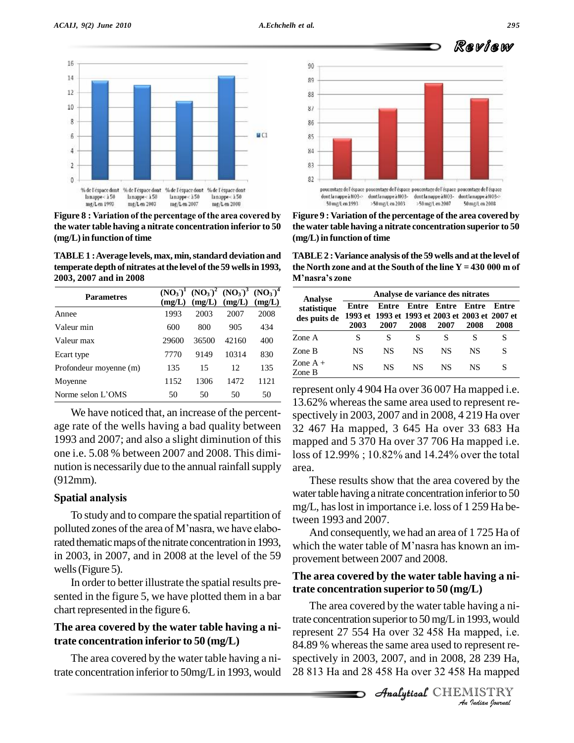Figure 8 : Variation of the percentage of the area covered by the water table having a nitrate concentration inferior to 50 (mg/L) in function of time

Figure 9 : Variation of the percentage of the area covered by the water table having a nitrate concentration superior to 50 (mg/L) in function of time

TABLE 1 : Average levels, max, min, standard deviation and temperate depth of nitrates at the level of the 59 wells in 1993, 2003, 2007 and in 2008

| Parametres | $(NO_3^-)^1$ (mg/L) | $(NO_3^-)^2$ (mg/L) | $(NO_3^-)^3$ (mg/L) | $(NO_3^-)^4$ (mg/L) |
|---|---|---|---|---|
| Annee | 1993 | 2003 | 2007 | 2008 |
| Valeur min | 600 | 800 | 905 | 434 |
| Valeur max | 29600 | 36500 | 42160 | 400 |
| Ecart type | 7770 | 9149 | 10314 | 830 |
| Profondeur moyenne (m) | 135 | 15 | 12 | 135 |
| Moyenne | 1152 | 1306 | 1472 | 1121 |
| Norme selon L'OMS | 50 | 50 | 50 | 50 |

We have noticed that, an increase of the percentage rate of the wells having a bad quality between 1993 and 2007; and also a slight diminution of this one i.e. 5.08 % between 2007 and 2008. This diminution is necessarily due to the annual rainfall supply (912mm).

## Spatial analysis

To study and to compare the spatial repartition of polluted zones of the area of M'nasra, we have elaborated thematic maps of the nitrate concentration in 1993, in 2003, in 2007, and in 2008 at the level of the 59 wells (Figure 5).

In order to better illustrate the spatial results presented in the figure 5, we have plotted them in a bar chart represented in the figure 6.

## The area covered by the water table having a nitrate concentration inferior to 50 (mg/L)

The area covered by the water table having a nitrate concentration inferior to 50mg/L in 1993, would represent only 4 904 Ha over 36 007 Ha mapped i.e. 13.62% whereas the same area used to represent respectively in 2003, 2007 and in 2008, 4 219 Ha over 32 467 Ha mapped, 3 645 Ha over 33 683 Ha mapped and 5 370 Ha over 37 706 Ha mapped i.e. loss of 12.99% ; 10.82% and 14.24% over the total area.

TABLE 2 : Variance analysis of the 59 wells and at the level of the North zone and at the South of the line Y = 430 000 m of M'nasra's zone

| Analyse statistique des puits de | Analyse de variance des nitrates | | | | | |
|---|---|---|---|---|---|---|
| | Entre 1993 et 2003 | Entre 1993 et 2007 | Entre 1993 et 2008 | Entre 2003 et 2007 | Entre 2003 et 2008 | Entre 2007 et 2008 |
| Zone A | S | S | S | S | S | S |
| Zone B | NS | NS | NS | NS | NS | S |
| Zone A + Zone B | NS | NS | NS | NS | NS | S |

These results show that the area covered by the water table having a nitrate concentration inferior to 50 mg/L, has lost in importance i.e. loss of 1 259 Ha between 1993 and 2007.

And consequently, we had an area of 1 725 Ha of which the water table of M'nasra has known an improvement between 2007 and 2008.

## The area covered by the water table having a nitrate concentration superior to 50 (mg/L)

The area covered by the water table having a nitrate concentration superior to 50 mg/L in 1993, would represent 27 554 Ha over 32 458 Ha mapped, i.e. 84.89 % whereas the same area used to represent respectively in 2003, 2007, and in 2008, 28 239 Ha, 28 813 Ha and 28 458 Ha over 32 458 Ha mapped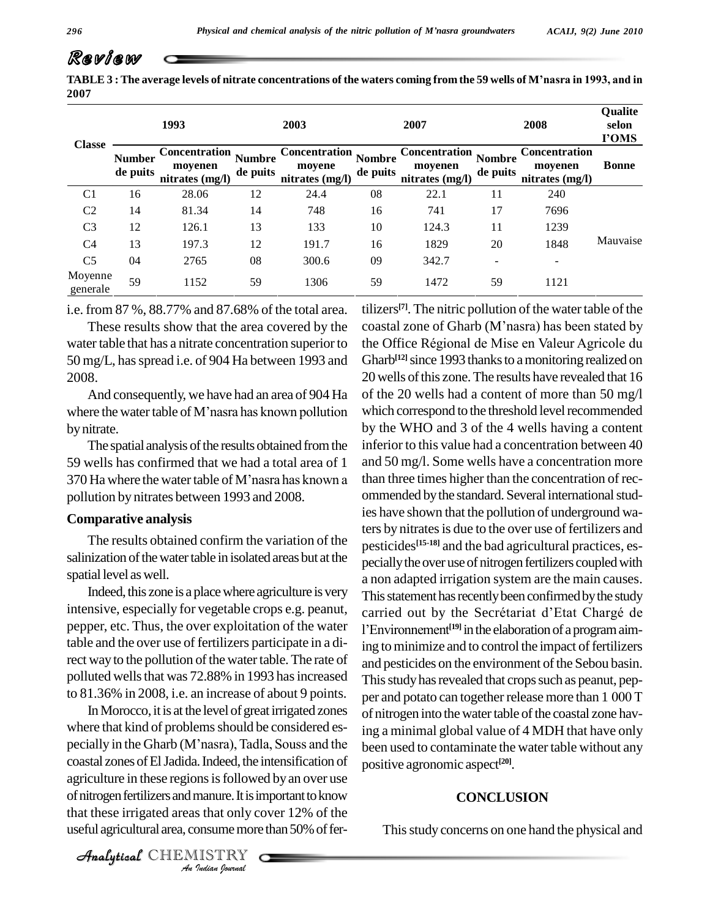TABLE 3 : The average levels of nitrate concentrations of the waters coming from the 59 wells of M'nasra in 1993, and in 2007

| Classe | 1993 | | 2003 | | 2007 | | 2008 | | Qualite selon l'OMS |
|---|---|---|---|---|---|---|---|---|---|
| | Number de puits | Concentration moyenen nitrates (mg/l) | Numbre de puits | Concentration moyene nitrates (mg/l) | Nombre de puits | Concentration moyenen nitrates (mg/l) | Nombre de puits | Concentration moyenen nitrates (mg/l) | Bonne |
| C1 | 16 | 28.06 | 12 | 24.4 | 08 | 22.1 | 11 | 240 | |
| C2 | 14 | 81.34 | 14 | 748 | 16 | 741 | 17 | 7696 | |
| C3 | 12 | 126.1 | 13 | 133 | 10 | 124.3 | 11 | 1239 | |
| C4 | 13 | 197.3 | 12 | 191.7 | 16 | 1829 | 20 | 1848 | Mauvaise |
| C5 | 04 | 2765 | 08 | 300.6 | 09 | 342.7 | - | - | |
| Moyenne generale | 59 | 1152 | 59 | 1306 | 59 | 1472 | 59 | 1121 | |

i.e. from 87 %, 88.77% and 87.68% of the total area.

These results show that the area covered by the water table that has a nitrate concentration superior to 50 mg/L, has spread i.e. of 904 Ha between 1993 and 2008.

And consequently, we have had an area of 904 Ha where the water table of M'nasra has known pollution by nitrate.

The spatial analysis of the results obtained from the 59 wells has confirmed that we had a total area of 1 370 Ha where the water table of M'nasra has known a pollution by nitrates between 1993 and 2008.

## Comparative analysis

The results obtained confirm the variation of the salinization of the water table in isolated areas but at the spatial level as well.

Indeed, this zone is a place where agriculture is very intensive, especially for vegetable crops e.g. peanut, pepper, etc. Thus, the over exploitation of the water table and the over use of fertilizers participate in a direct way to the pollution of the water table. The rate of polluted wells that was 72.88% in 1993 has increased to 81.36% in 2008, i.e. an increase of about 9 points.

In Morocco, it is at the level of great irrigated zones where that kind of problems should be considered especially in the Gharb (M'nasra), Tadla, Souss and the coastal zones of El Jadida. Indeed, the intensification of agriculture in these regions is followed by an over use of nitrogen fertilizers and manure. It is important to know that these irrigated areas that only cover 12% of the useful agricultural area, consume more than 50% of fertilizers[7]. The nitric pollution of the water table of the coastal zone of Gharb (M'nasra) has been stated by the Office Régional de Mise en Valeur Agricole du Gharb[12] since 1993 thanks to a monitoring realized on 20 wells of this zone. The results have revealed that 16 of the 20 wells had a content of more than 50 mg/l which correspond to the threshold level recommended by the WHO and 3 of the 4 wells having a content inferior to this value had a concentration between 40 and 50 mg/l. Some wells have a concentration more than three times higher than the concentration of recommended by the standard. Several international studies have shown that the pollution of underground waters by nitrates is due to the over use of fertilizers and pesticides[15-18] and the bad agricultural practices, especially the over use of nitrogen fertilizers coupled with a non adapted irrigation system are the main causes. This statement has recently been confirmed by the study carried out by the Secrétariat d'Etat Chargé de l'Environnement[19] in the elaboration of a program aiming to minimize and to control the impact of fertilizers and pesticides on the environment of the Sebou basin. This study has revealed that crops such as peanut, pepper and potato can together release more than 1 000 T of nitrogen into the water table of the coastal zone having a minimal global value of 4 MDH that have only been used to contaminate the water table without any positive agronomic aspect[20].

## CONCLUSION

This study concerns on one hand the physical and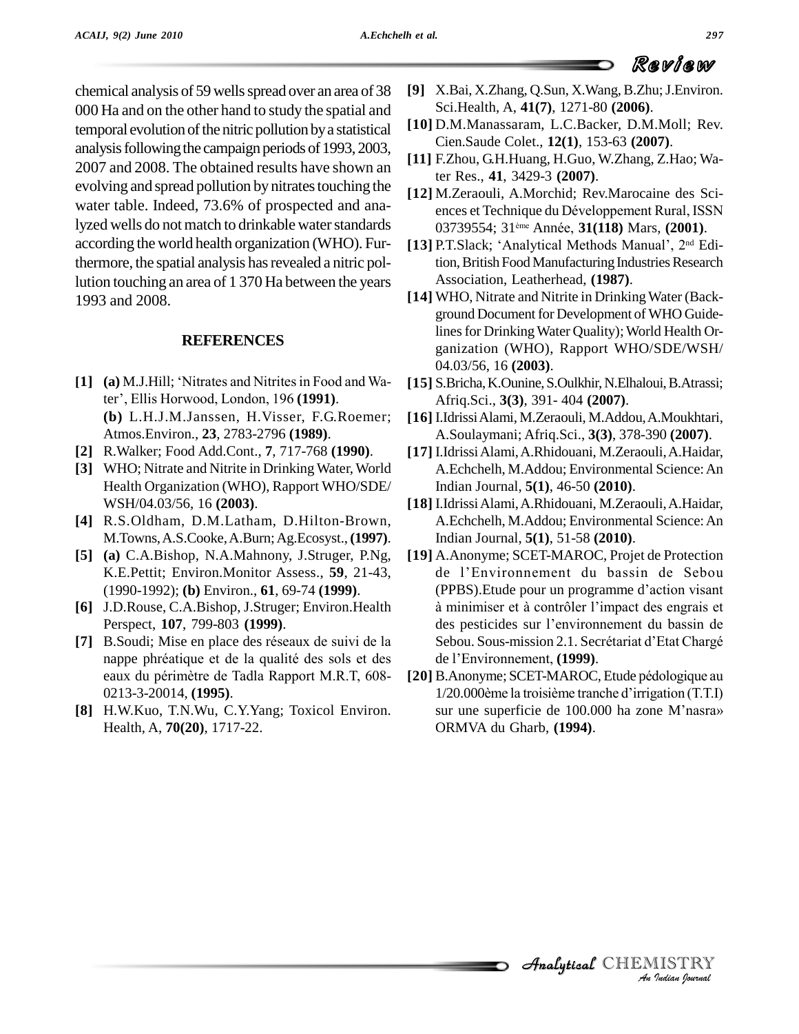chemical analysis of 59 wells spread over an area of 38 000 Ha and on the other hand to study the spatial and temporal evolution of the nitric pollution by a statistical analysis following the campaign periods of 1993, 2003, 2007 and 2008. The obtained results have shown an evolving and spread pollution by nitrates touching the water table. Indeed, 73.6% of prospected and analyzed wells do not match to drinkable water standards according the world health organization (WHO). Furthermore, the spatial analysis has revealed a nitric pollution touching an area of 1 370 Ha between the years 1993 and 2008.

## REFERENCES

**[1]** **(a)** M.J.Hill; 'Nitrates and Nitrites in Food and Water', Ellis Horwood, London, 196 **(1991)**.
**(b)** L.H.J.M.Janssen, H.Visser, F.G.Roemer; Atmos.Environ., **23**, 2783-2796 **(1989)**.

**[2]** R.Walker; Food Add.Cont., **7**, 717-768 **(1990)**.

**[3]** WHO; Nitrate and Nitrite in Drinking Water, World Health Organization (WHO), Rapport WHO/SDE/WSH/04.03/56, 16 **(2003)**.

**[4]** R.S.Oldham, D.M.Latham, D.Hilton-Brown, M.Towns, A.S.Cooke, A.Burn; Ag.Ecosyst., **(1997)**.

**[5]** **(a)** C.A.Bishop, N.A.Mahnony, J.Struger, P.Ng, K.E.Pettit; Environ.Monitor Assess., **59**, 21-43, (1990-1992); **(b)** Environ., **61**, 69-74 **(1999)**.

**[6]** J.D.Rouse, C.A.Bishop, J.Struger; Environ.Health Perspect, **107**, 799-803 **(1999)**.

**[7]** B.Soudi; Mise en place des réseaux de suivi de la nappe phréatique et de la qualité des sols et des eaux du périmètre de Tadla Rapport M.R.T, 608-0213-3-20014, **(1995)**.

**[8]** H.W.Kuo, T.N.Wu, C.Y.Yang; Toxicol Environ. Health, A, **70(20)**, 1717-22.

**[9]** X.Bai, X.Zhang, Q.Sun, X.Wang, B.Zhu; J.Environ. Sci.Health, A, **41(7)**, 1271-80 **(2006)**.

**[10]** D.M.Manassaram, L.C.Backer, D.M.Moll; Rev. Cien.Saude Colet., **12(1)**, 153-63 **(2007)**.

**[11]** F.Zhou, G.H.Huang, H.Guo, W.Zhang, Z.Hao; Water Res., **41**, 3429-3 **(2007)**.

**[12]** M.Zeraouli, A.Morchid; Rev.Marocaine des Sciences et Technique du Développement Rural, ISSN 03739554; 31ème Année, **31(118)** Mars, **(2001)**.

**[13]** P.T.Slack; 'Analytical Methods Manual', 2nd Edition, British Food Manufacturing Industries Research Association, Leatherhead, **(1987)**.

**[14]** WHO, Nitrate and Nitrite in Drinking Water (Background Document for Development of WHO Guidelines for Drinking Water Quality); World Health Organization (WHO), Rapport WHO/SDE/WSH/04.03/56, 16 **(2003)**.

**[15]** S.Bricha, K.Ounine, S.Oulkhir, N.Elhaloui, B.Atrassi; Afriq.Sci., **3(3)**, 391- 404 **(2007)**.

**[16]** I.Idrissi Alami, M.Zeraouli, M.Addou, A.Moukhtari, A.Soulaymani; Afriq.Sci., **3(3)**, 378-390 **(2007)**.

**[17]** I.Idrissi Alami, A.Rhidouani, M.Zeraouli, A.Haidar, A.Echchelh, M.Addou; Environmental Science: An Indian Journal, **5(1)**, 46-50 **(2010)**.

**[18]** I.Idrissi Alami, A.Rhidouani, M.Zeraouli, A.Haidar, A.Echchelh, M.Addou; Environmental Science: An Indian Journal, **5(1)**, 51-58 **(2010)**.

**[19]** A.Anonyme; SCET-MAROC, Projet de Protection de l'Environnement du bassin de Sebou (PPBS).Etude pour un programme d'action visant à minimiser et à contrôler l'impact des engrais et des pesticides sur l'environnement du bassin de Sebou. Sous-mission 2.1. Secrétariat d'Etat Chargé de l'Environnement, **(1999)**.

**[20]** B.Anonyme; SCET-MAROC, Etude pédologique au 1/20.000ème la troisième tranche d'irrigation (T.T.I) sur une superficie de 100.000 ha zone M'nasra» ORMVA du Gharb, **(1994)**.